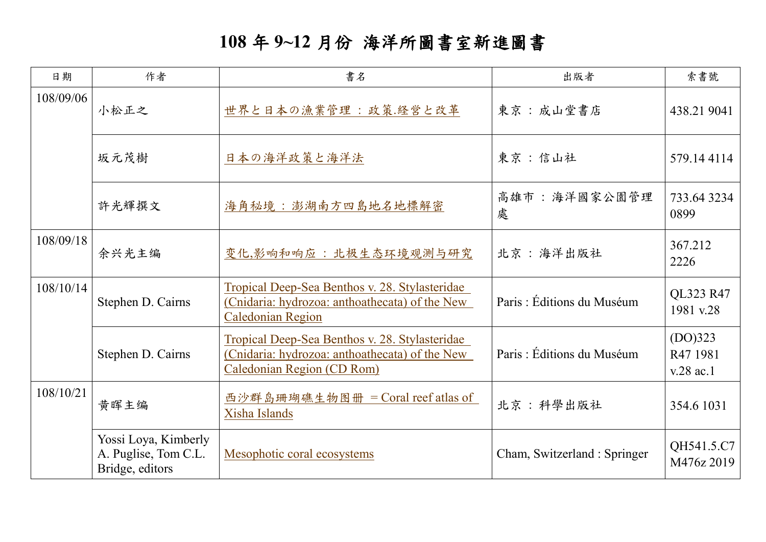# 108 年 9~12 月份 海洋所圖書室新進圖書

| 日期 | 作者 | 書名 | 出版者 | 索書號 |
|---|---|---|---|---|
| 108/09/06 | 小松正之 | 世界と日本の漁業管理 ： 政策.経営と改革 | 東京 ： 成山堂書店 | 438.21 9041 |
| | 坂元茂樹 | 日本の海洋政策と海洋法 | 東京 ： 信山社 | 579.14 4114 |
| | 許光輝撰文 | 海角秘境 ： 澎湖南方四島地名地標解密 | 高雄市 ： 海洋國家公園管理處 | 733.64 3234 0899 |
| 108/09/18 | 余兴光主编 | 变化,影响和响应 ： 北极生态环境观测与研究 | 北京 ： 海洋出版社 | 367.212 2226 |
| 108/10/14 | Stephen D. Cairns | Tropical Deep-Sea Benthos v. 28. Stylasteridae (Cnidaria: hydrozoa: anthoathecata) of the New Caledonian Region | Paris : Éditions du Muséum | QL323 R47 1981 v.28 |
| | Stephen D. Cairns | Tropical Deep-Sea Benthos v. 28. Stylasteridae (Cnidaria: hydrozoa: anthoathecata) of the New Caledonian Region (CD Rom) | Paris : Éditions du Muséum | (DO)323 R47 1981 v.28 ac.1 |
| 108/10/21 | 黄晖主编 | 西沙群岛珊瑚礁生物图册 = Coral reef atlas of Xisha Islands | 北京 ： 科學出版社 | 354.6 1031 |
| | Yossi Loya, Kimberly A. Puglise, Tom C.L. Bridge, editors | Mesophotic coral ecosystems | Cham, Switzerland : Springer | QH541.5.C7 M476z 2019 |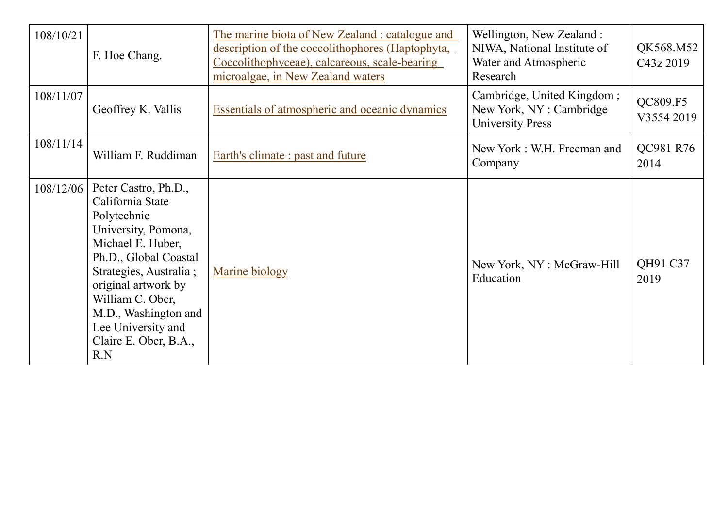| | | | | |
|---|---|---|---|---|
| 108/10/21 | F. Hoe Chang. | The marine biota of New Zealand : catalogue and description of the coccolithophores (Haptophyta, Coccolithophyceae), calcareous, scale-bearing microalgae, in New Zealand waters | Wellington, New Zealand : NIWA, National Institute of Water and Atmospheric Research | QK568.M52 C43z 2019 |
| 108/11/07 | Geoffrey K. Vallis | Essentials of atmospheric and oceanic dynamics | Cambridge, United Kingdom ; New York, NY : Cambridge University Press | QC809.F5 V3554 2019 |
| 108/11/14 | William F. Ruddiman | Earth's climate : past and future | New York : W.H. Freeman and Company | QC981 R76 2014 |
| 108/12/06 | Peter Castro, Ph.D., California State Polytechnic University, Pomona, Michael E. Huber, Ph.D., Global Coastal Strategies, Australia ; original artwork by William C. Ober, M.D., Washington and Lee University and Claire E. Ober, B.A., R.N | Marine biology | New York, NY : McGraw-Hill Education | QH91 C37 2019 |